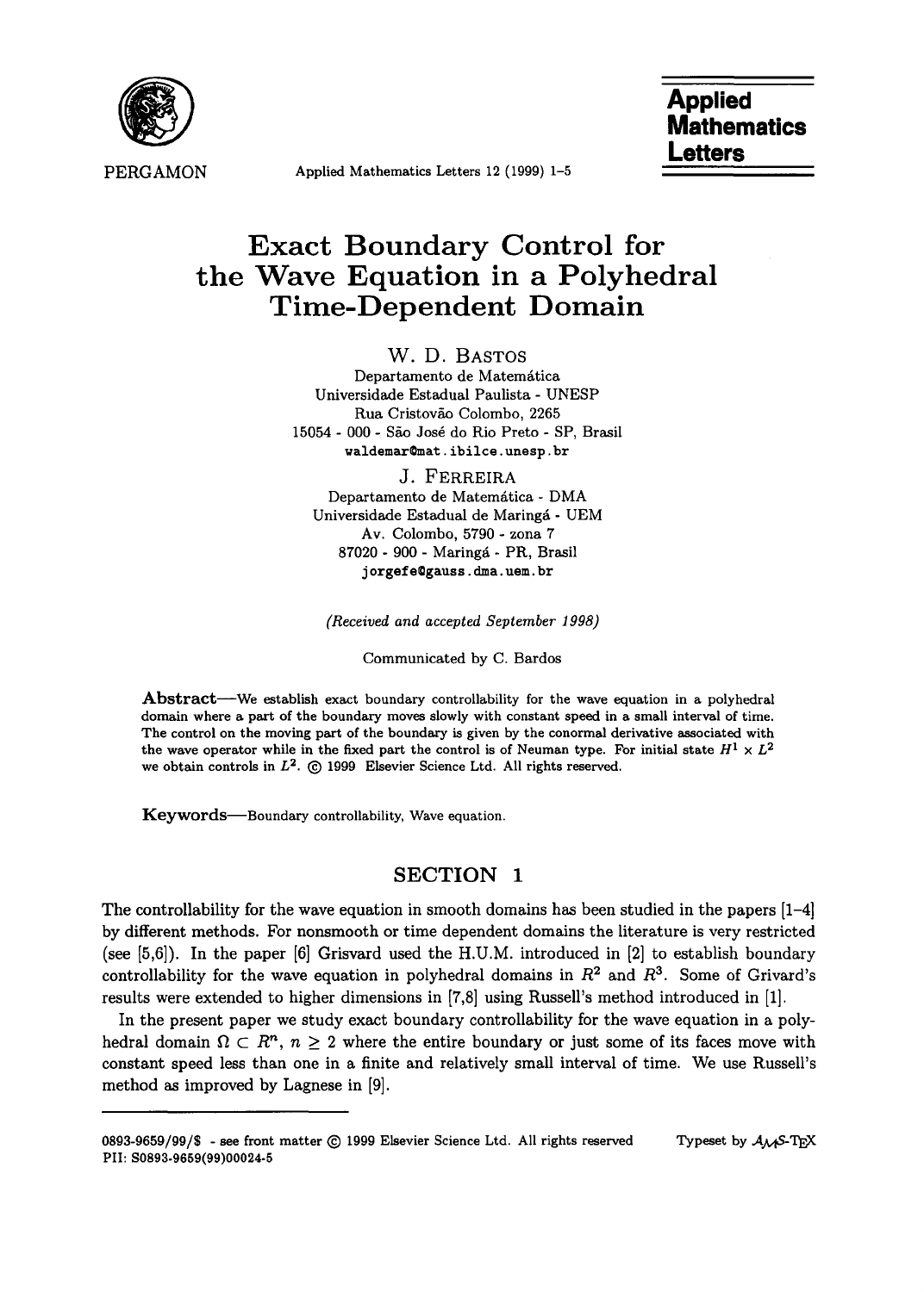# Exact Boundary Control for the Wave Equation in a Polyhedral Time-Dependent Domain

W. D. BASTOS
Departamento de Matemática
Universidade Estadual Paulista - UNESP
Rua Cristovão Colombo, 2265
15054 - 000 - São José do Rio Preto - SP, Brasil
waldemar@mat.ibilce.unesp.br

J. FERREIRA
Departamento de Matemática - DMA
Universidade Estadual de Maringá - UEM
Av. Colombo, 5790 - zona 7
87020 - 900 - Maringá - PR, Brasil
jorgefe@gauss.dma.uem.br

*(Received and accepted September 1998)*

Communicated by C. Bardos

**Abstract**—We establish exact boundary controllability for the wave equation in a polyhedral domain where a part of the boundary moves slowly with constant speed in a small interval of time. The control on the moving part of the boundary is given by the conormal derivative associated with the wave operator while in the fixed part the control is of Neuman type. For initial state $H^1 \times L^2$ we obtain controls in $L^2$. © 1999 Elsevier Science Ltd. All rights reserved.

**Keywords**—Boundary controllability, Wave equation.

## SECTION 1

The controllability for the wave equation in smooth domains has been studied in the papers [1–4] by different methods. For nonsmooth or time dependent domains the literature is very restricted (see [5,6]). In the paper [6] Grisvard used the H.U.M. introduced in [2] to establish boundary controllability for the wave equation in polyhedral domains in $R^2$ and $R^3$. Some of Grivard's results were extended to higher dimensions in [7,8] using Russell's method introduced in [1].

In the present paper we study exact boundary controllability for the wave equation in a polyhedral domain $\Omega \subset R^n$, $n \geq 2$ where the entire boundary or just some of its faces move with constant speed less than one in a finite and relatively small interval of time. We use Russell's method as improved by Lagnese in [9].

0893-9659/99/$ - see front matter © 1999 Elsevier Science Ltd. All rights reserved
PII: S0893-9659(99)00024-5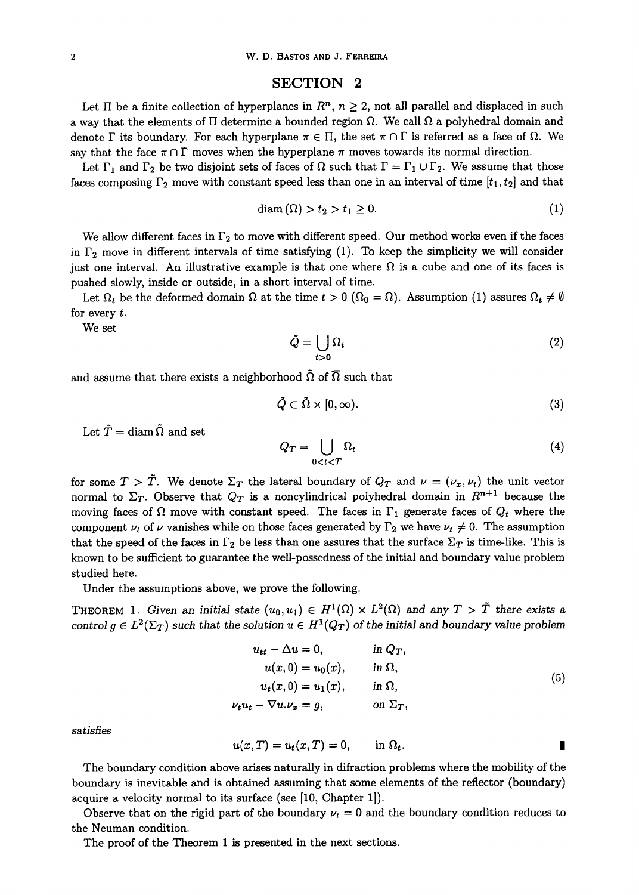## SECTION 2

Let $\Pi$ be a finite collection of hyperplanes in $R^n$, $n \geq 2$, not all parallel and displaced in such a way that the elements of $\Pi$ determine a bounded region $\Omega$. We call $\Omega$ a polyhedral domain and denote $\Gamma$ its boundary. For each hyperplane $\pi \in \Pi$, the set $\pi \cap \Gamma$ is referred as a face of $\Omega$. We say that the face $\pi \cap \Gamma$ moves when the hyperplane $\pi$ moves towards its normal direction.

Let $\Gamma_1$ and $\Gamma_2$ be two disjoint sets of faces of $\Omega$ such that $\Gamma = \Gamma_1 \cup \Gamma_2$. We assume that those faces composing $\Gamma_2$ move with constant speed less than one in an interval of time $[t_1, t_2]$ and that

$$\operatorname{diam}(\Omega) > t_2 > t_1 \geq 0. \tag{1}$$

We allow different faces in $\Gamma_2$ to move with different speed. Our method works even if the faces in $\Gamma_2$ move in different intervals of time satisfying (1). To keep the simplicity we will consider just one interval. An illustrative example is that one where $\Omega$ is a cube and one of its faces is pushed slowly, inside or outside, in a short interval of time.

Let $\Omega_t$ be the deformed domain $\Omega$ at the time $t > 0$ ($\Omega_0 = \Omega$). Assumption (1) assures $\Omega_t \neq \emptyset$ for every $t$.

We set

$$\hat{Q} = \bigcup_{t>0} \Omega_t \tag{2}$$

and assume that there exists a neighborhood $\tilde{\Omega}$ of $\overline{\Omega}$ such that

$$\hat{Q} \subset \tilde{\Omega} \times [0, \infty). \tag{3}$$

Let $\tilde{T} = \operatorname{diam} \tilde{\Omega}$ and set

$$Q_T = \bigcup_{0<t<T} \Omega_t \tag{4}$$

for some $T > \tilde{T}$. We denote $\Sigma_T$ the lateral boundary of $Q_T$ and $\nu = (\nu_x, \nu_t)$ the unit vector normal to $\Sigma_T$. Observe that $Q_T$ is a noncylindrical polyhedral domain in $R^{n+1}$ because the moving faces of $\Omega$ move with constant speed. The faces in $\Gamma_1$ generate faces of $Q_t$ where the component $\nu_t$ of $\nu$ vanishes while on those faces generated by $\Gamma_2$ we have $\nu_t \neq 0$. The assumption that the speed of the faces in $\Gamma_2$ be less than one assures that the surface $\Sigma_T$ is time-like. This is known to be sufficient to guarantee the well-possedness of the initial and boundary value problem studied here.

Under the assumptions above, we prove the following.

THEOREM 1. *Given an initial state $(u_0, u_1) \in H^1(\Omega) \times L^2(\Omega)$ and any $T > \tilde{T}$ there exists a control $g \in L^2(\Sigma_T)$ such that the solution $u \in H^1(Q_T)$ of the initial and boundary value problem*

$$\begin{aligned}
u_{tt} - \Delta u &= 0, && \text{in } Q_T, \\
u(x, 0) &= u_0(x), && \text{in } \Omega, \\
u_t(x, 0) &= u_1(x), && \text{in } \Omega, \\
\nu_t u_t - \nabla u . \nu_x &= g, && \text{on } \Sigma_T,
\end{aligned} \tag{5}$$

*satisfies*

$$u(x, T) = u_t(x, T) = 0, \qquad \text{in } \Omega_t. \qquad \blacksquare$$

The boundary condition above arises naturally in difraction problems where the mobility of the boundary is inevitable and is obtained assuming that some elements of the reflector (boundary) acquire a velocity normal to its surface (see [10, Chapter 1]).

Observe that on the rigid part of the boundary $\nu_t = 0$ and the boundary condition reduces to the Neuman condition.

The proof of the Theorem 1 is presented in the next sections.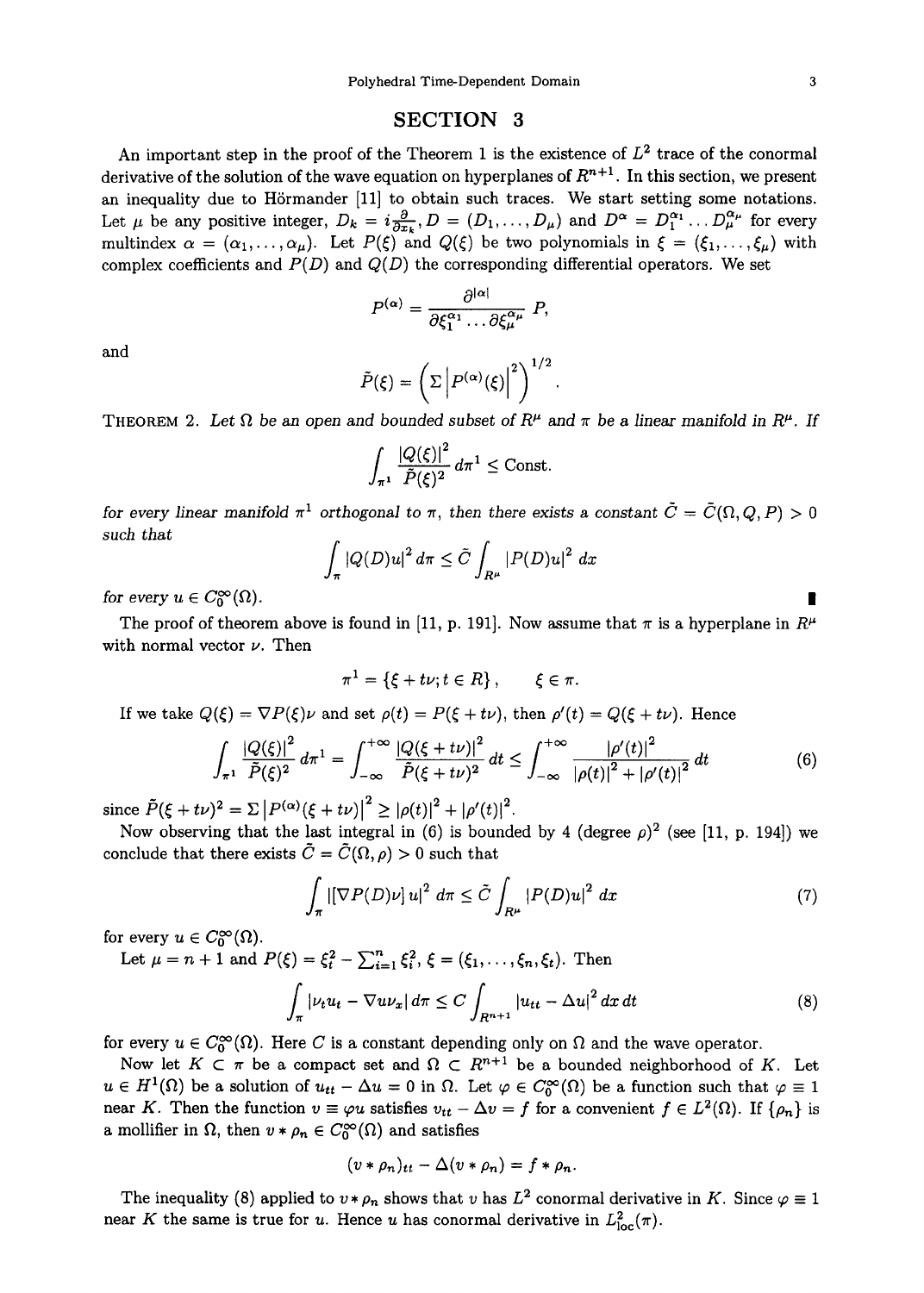## SECTION 3

An important step in the proof of the Theorem 1 is the existence of $L^2$ trace of the conormal derivative of the solution of the wave equation on hyperplanes of $R^{n+1}$. In this section, we present an inequality due to Hörmander [11] to obtain such traces. We start setting some notations. Let $\mu$ be any positive integer, $D_k = i\frac{\partial}{\partial x_k}$, $D = (D_1, \dots, D_\mu)$ and $D^\alpha = D_1^{\alpha_1} \dots D_\mu^{\alpha_\mu}$ for every multindex $\alpha = (\alpha_1, \dots, \alpha_\mu)$. Let $P(\xi)$ and $Q(\xi)$ be two polynomials in $\xi = (\xi_1, \dots, \xi_\mu)$ with complex coefficients and $P(D)$ and $Q(D)$ the corresponding differential operators. We set

$$P^{(\alpha)} = \frac{\partial^{|\alpha|}}{\partial \xi_1^{\alpha_1} \dots \partial \xi_\mu^{\alpha_\mu}} P,$$

and

$$\tilde{P}(\xi) = \left( \Sigma \left| P^{(\alpha)}(\xi) \right|^2 \right)^{1/2}.$$

THEOREM 2. *Let $\Omega$ be an open and bounded subset of $R^\mu$ and $\pi$ be a linear manifold in $R^\mu$. If*

$$\int_{\pi^1} \frac{|Q(\xi)|^2}{\tilde{P}(\xi)^2} \, d\pi^1 \leq \text{Const.}$$

*for every linear manifold $\pi^1$ orthogonal to $\pi$, then there exists a constant $\tilde{C} = \tilde{C}(\Omega, Q, P) > 0$ such that*

$$\int_\pi |Q(D)u|^2 \, d\pi \leq \tilde{C} \int_{R^\mu} |P(D)u|^2 \, dx$$

*for every $u \in C_0^\infty(\Omega)$.* ∎

The proof of theorem above is found in [11, p. 191]. Now assume that $\pi$ is a hyperplane in $R^\mu$ with normal vector $\nu$. Then

$$\pi^1 = \{\xi + t\nu; t \in R\}, \qquad \xi \in \pi.$$

If we take $Q(\xi) = \nabla P(\xi)\nu$ and set $\rho(t) = P(\xi + t\nu)$, then $\rho'(t) = Q(\xi + t\nu)$. Hence

$$\int_{\pi^1} \frac{|Q(\xi)|^2}{\tilde{P}(\xi)^2} \, d\pi^1 = \int_{-\infty}^{+\infty} \frac{|Q(\xi + t\nu)|^2}{\tilde{P}(\xi + t\nu)^2} \, dt \leq \int_{-\infty}^{+\infty} \frac{|\rho'(t)|^2}{|\rho(t)|^2 + |\rho'(t)|^2} \, dt \tag{6}$$

since $\tilde{P}(\xi + t\nu)^2 = \Sigma \left| P^{(\alpha)}(\xi + t\nu) \right|^2 \geq |\rho(t)|^2 + |\rho'(t)|^2$.

Now observing that the last integral in (6) is bounded by 4 (degree $\rho$)$^2$ (see [11, p. 194]) we conclude that there exists $\tilde{C} = \tilde{C}(\Omega, \rho) > 0$ such that

$$\int_\pi |[\nabla P(D)\nu] \, u|^2 \, d\pi \leq \tilde{C} \int_{R^\mu} |P(D)u|^2 \, dx \tag{7}$$

for every $u \in C_0^\infty(\Omega)$.

Let $\mu = n + 1$ and $P(\xi) = \xi_t^2 - \sum_{i=1}^n \xi_i^2$, $\xi = (\xi_1, \dots, \xi_n, \xi_t)$. Then

$$\int_\pi |\nu_t u_t - \nabla u \nu_x| \, d\pi \leq C \int_{R^{n+1}} |u_{tt} - \Delta u|^2 \, dx \, dt \tag{8}$$

for every $u \in C_0^\infty(\Omega)$. Here $C$ is a constant depending only on $\Omega$ and the wave operator.

Now let $K \subset \pi$ be a compact set and $\Omega \subset R^{n+1}$ be a bounded neighborhood of $K$. Let $u \in H^1(\Omega)$ be a solution of $u_{tt} - \Delta u = 0$ in $\Omega$. Let $\varphi \in C_0^\infty(\Omega)$ be a function such that $\varphi \equiv 1$ near $K$. Then the function $v \equiv \varphi u$ satisfies $v_{tt} - \Delta v = f$ for a convenient $f \in L^2(\Omega)$. If $\{\rho_n\}$ is a mollifier in $\Omega$, then $v * \rho_n \in C_0^\infty(\Omega)$ and satisfies

$$(v * \rho_n)_{tt} - \Delta(v * \rho_n) = f * \rho_n.$$

The inequality (8) applied to $v * \rho_n$ shows that $v$ has $L^2$ conormal derivative in $K$. Since $\varphi \equiv 1$ near $K$ the same is true for $u$. Hence $u$ has conormal derivative in $L^2_{\text{loc}}(\pi)$.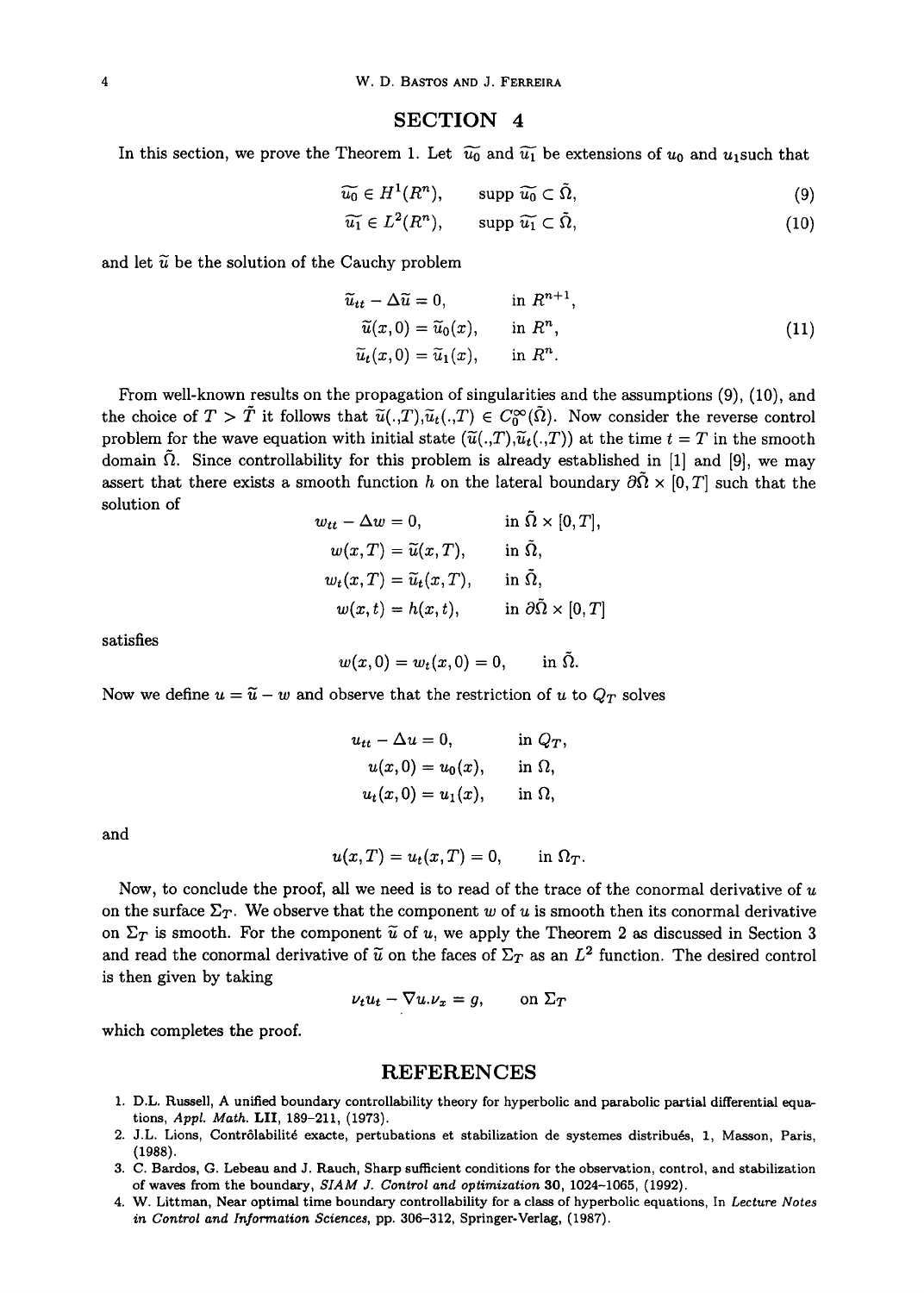## SECTION 4

In this section, we prove the Theorem 1. Let $\widetilde{u_0}$ and $\widetilde{u_1}$ be extensions of $u_0$ and $u_1$such that

$$\widetilde{u_0} \in H^1(R^n), \qquad \text{supp } \widetilde{u_0} \subset \tilde{\Omega}, \tag{9}$$

$$\widetilde{u_1} \in L^2(R^n), \qquad \text{supp } \widetilde{u_1} \subset \tilde{\Omega}, \tag{10}$$

and let $\widetilde{u}$ be the solution of the Cauchy problem

$$\begin{aligned} \widetilde{u}_{tt} - \Delta \widetilde{u} &= 0, && \text{in } R^{n+1}, \\ \widetilde{u}(x,0) &= \widetilde{u}_0(x), && \text{in } R^n, \\ \widetilde{u}_t(x,0) &= \widetilde{u}_1(x), && \text{in } R^n. \end{aligned} \tag{11}$$

From well-known results on the propagation of singularities and the assumptions (9), (10), and the choice of $T > \tilde{T}$ it follows that $\widetilde{u}(.,T), \widetilde{u}_t(.,T) \in C_0^\infty(\tilde{\Omega})$. Now consider the reverse control problem for the wave equation with initial state $(\widetilde{u}(.,T), \widetilde{u}_t(.,T))$ at the time $t = T$ in the smooth domain $\tilde{\Omega}$. Since controllability for this problem is already established in [1] and [9], we may assert that there exists a smooth function $h$ on the lateral boundary $\partial\tilde{\Omega} \times [0,T]$ such that the solution of

$$\begin{aligned} w_{tt} - \Delta w &= 0, && \text{in } \tilde{\Omega} \times [0,T], \\ w(x,T) &= \widetilde{u}(x,T), && \text{in } \tilde{\Omega}, \\ w_t(x,T) &= \widetilde{u}_t(x,T), && \text{in } \tilde{\Omega}, \\ w(x,t) &= h(x,t), && \text{in } \partial\tilde{\Omega} \times [0,T] \end{aligned}$$

satisfies

$$w(x,0) = w_t(x,0) = 0, \qquad \text{in } \tilde{\Omega}.$$

Now we define $u = \widetilde{u} - w$ and observe that the restriction of $u$ to $Q_T$ solves

$$\begin{aligned} u_{tt} - \Delta u &= 0, && \text{in } Q_T, \\ u(x,0) &= u_0(x), && \text{in } \Omega, \\ u_t(x,0) &= u_1(x), && \text{in } \Omega, \end{aligned}$$

and

$$u(x,T) = u_t(x,T) = 0, \qquad \text{in } \Omega_T.$$

Now, to conclude the proof, all we need is to read of the trace of the conormal derivative of $u$ on the surface $\Sigma_T$. We observe that the component $w$ of $u$ is smooth then its conormal derivative on $\Sigma_T$ is smooth. For the component $\widetilde{u}$ of $u$, we apply the Theorem 2 as discussed in Section 3 and read the conormal derivative of $\widetilde{u}$ on the faces of $\Sigma_T$ as an $L^2$ function. The desired control is then given by taking

$$\nu_t u_t - \nabla u . \nu_x = g, \qquad \text{on } \Sigma_T$$

which completes the proof.

## REFERENCES

1. D.L. Russell, A unified boundary controllability theory for hyperbolic and parabolic partial differential equations, *Appl. Math.* **LII**, 189–211, (1973).
2. J.L. Lions, Contrôlabilité exacte, pertubations et stabilization de systemes distribués, 1, Masson, Paris, (1988).
3. C. Bardos, G. Lebeau and J. Rauch, Sharp sufficient conditions for the observation, control, and stabilization of waves from the boundary, *SIAM J. Control and optimization* 30, 1024–1065, (1992).
4. W. Littman, Near optimal time boundary controllability for a class of hyperbolic equations, In *Lecture Notes in Control and Information Sciences*, pp. 306–312, Springer-Verlag, (1987).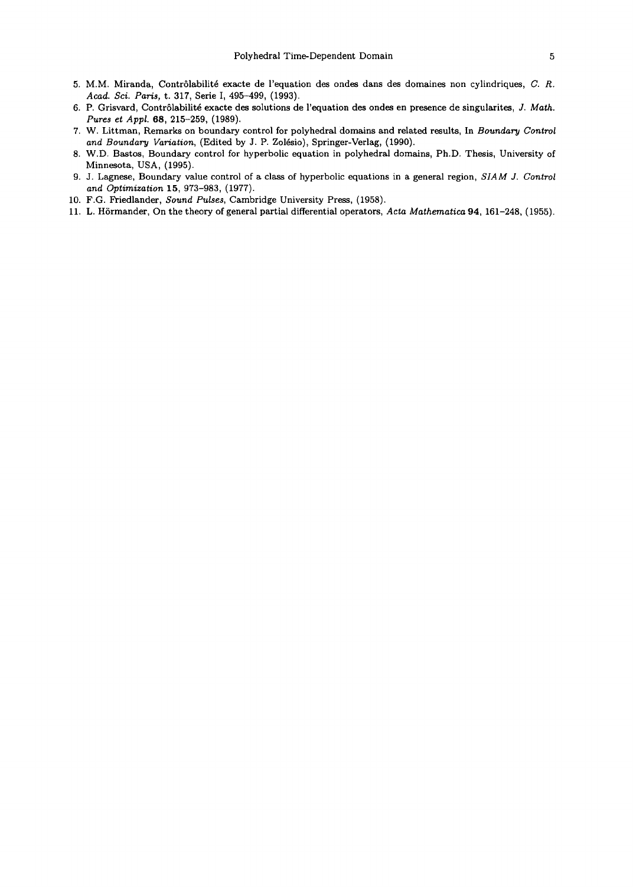5. M.M. Miranda, Contrôlabilité exacte de l'equation des ondes dans des domaines non cylindriques, *C. R. Acad. Sci. Paris*, t. 317, Serie I, 495–499, (1993).
6. P. Grisvard, Contrôlabilité exacte des solutions de l'equation des ondes en presence de singularites, *J. Math. Pures et Appl.* **68**, 215–259, (1989).
7. W. Littman, Remarks on boundary control for polyhedral domains and related results, In *Boundary Control and Boundary Variation*, (Edited by J. P. Zolésio), Springer-Verlag, (1990).
8. W.D. Bastos, Boundary control for hyperbolic equation in polyhedral domains, Ph.D. Thesis, University of Minnesota, USA, (1995).
9. J. Lagnese, Boundary value control of a class of hyperbolic equations in a general region, *SIAM J. Control and Optimization* **15**, 973–983, (1977).
10. F.G. Friedlander, *Sound Pulses*, Cambridge University Press, (1958).
11. L. Hörmander, On the theory of general partial differential operators, *Acta Mathematica* **94**, 161–248, (1955).